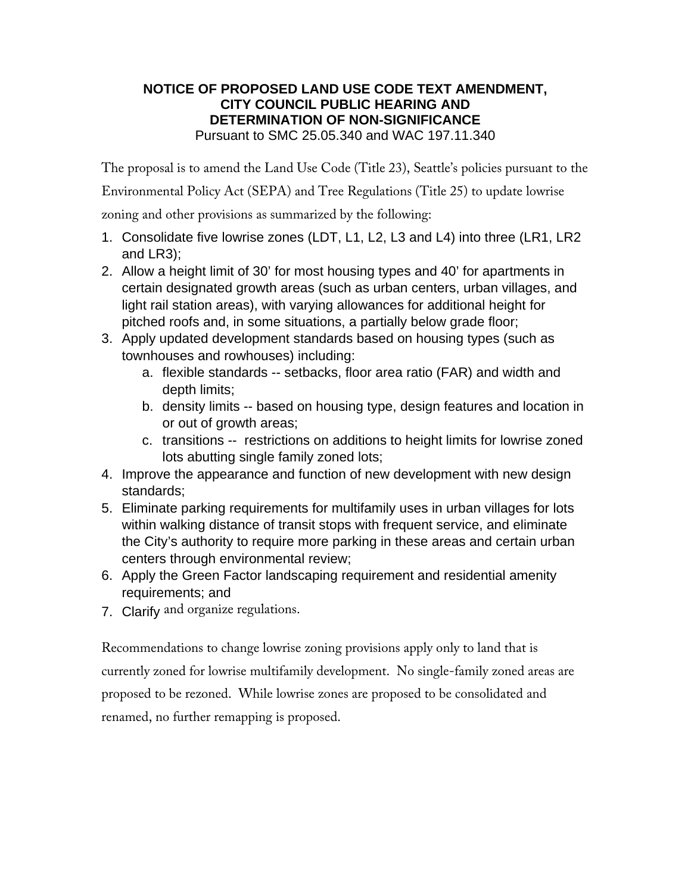# NOTICE OF PROPOSED LAND USE CODE TEXT AMENDMENT, CITY COUNCIL PUBLIC HEARING AND DETERMINATION OF NON-SIGNIFICANCE

Pursuant to SMC 25.05.340 and WAC 197.11.340

The proposal is to amend the Land Use Code (Title 23), Seattle's policies pursuant to the Environmental Policy Act (SEPA) and Tree Regulations (Title 25) to update lowrise zoning and other provisions as summarized by the following:

1. Consolidate five lowrise zones (LDT, L1, L2, L3 and L4) into three (LR1, LR2 and LR3);
2. Allow a height limit of 30' for most housing types and 40' for apartments in certain designated growth areas (such as urban centers, urban villages, and light rail station areas), with varying allowances for additional height for pitched roofs and, in some situations, a partially below grade floor;
3. Apply updated development standards based on housing types (such as townhouses and rowhouses) including:
    a. flexible standards -- setbacks, floor area ratio (FAR) and width and depth limits;
    b. density limits -- based on housing type, design features and location in or out of growth areas;
    c. transitions -- restrictions on additions to height limits for lowrise zoned lots abutting single family zoned lots;
4. Improve the appearance and function of new development with new design standards;
5. Eliminate parking requirements for multifamily uses in urban villages for lots within walking distance of transit stops with frequent service, and eliminate the City's authority to require more parking in these areas and certain urban centers through environmental review;
6. Apply the Green Factor landscaping requirement and residential amenity requirements; and
7. Clarify and organize regulations.

Recommendations to change lowrise zoning provisions apply only to land that is currently zoned for lowrise multifamily development. No single-family zoned areas are proposed to be rezoned. While lowrise zones are proposed to be consolidated and renamed, no further remapping is proposed.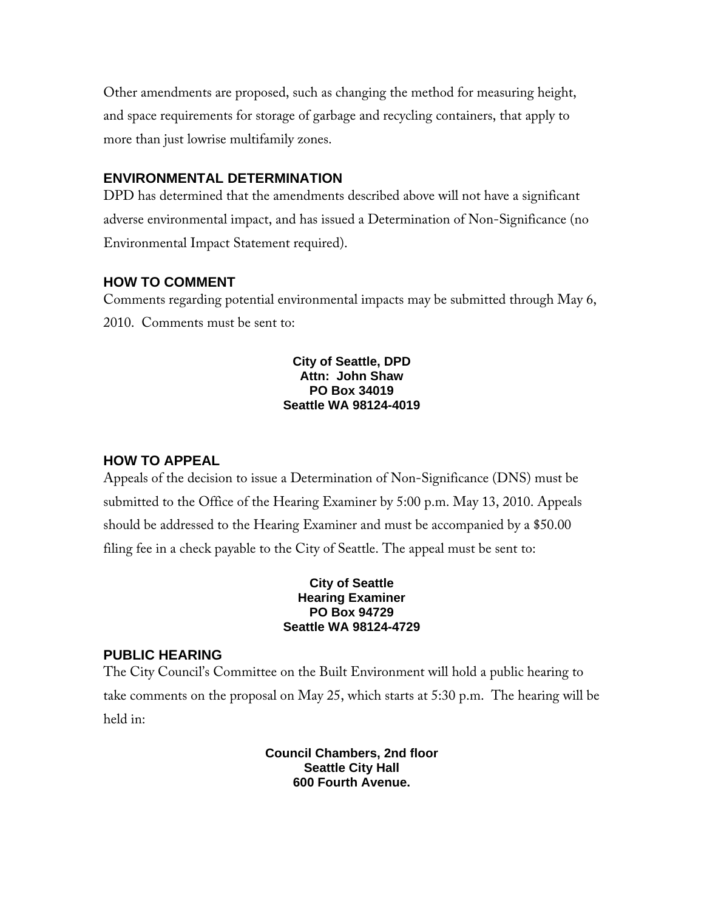Other amendments are proposed, such as changing the method for measuring height, and space requirements for storage of garbage and recycling containers, that apply to more than just lowrise multifamily zones.

## ENVIRONMENTAL DETERMINATION

DPD has determined that the amendments described above will not have a significant adverse environmental impact, and has issued a Determination of Non-Significance (no Environmental Impact Statement required).

## HOW TO COMMENT

Comments regarding potential environmental impacts may be submitted through May 6, 2010. Comments must be sent to:

**City of Seattle, DPD**
**Attn: John Shaw**
**PO Box 34019**
**Seattle WA 98124-4019**

## HOW TO APPEAL

Appeals of the decision to issue a Determination of Non-Significance (DNS) must be submitted to the Office of the Hearing Examiner by 5:00 p.m. May 13, 2010. Appeals should be addressed to the Hearing Examiner and must be accompanied by a $50.00 filing fee in a check payable to the City of Seattle. The appeal must be sent to:

**City of Seattle**
**Hearing Examiner**
**PO Box 94729**
**Seattle WA 98124-4729**

## PUBLIC HEARING

The City Council's Committee on the Built Environment will hold a public hearing to take comments on the proposal on May 25, which starts at 5:30 p.m. The hearing will be held in:

**Council Chambers, 2nd floor**
**Seattle City Hall**
**600 Fourth Avenue.**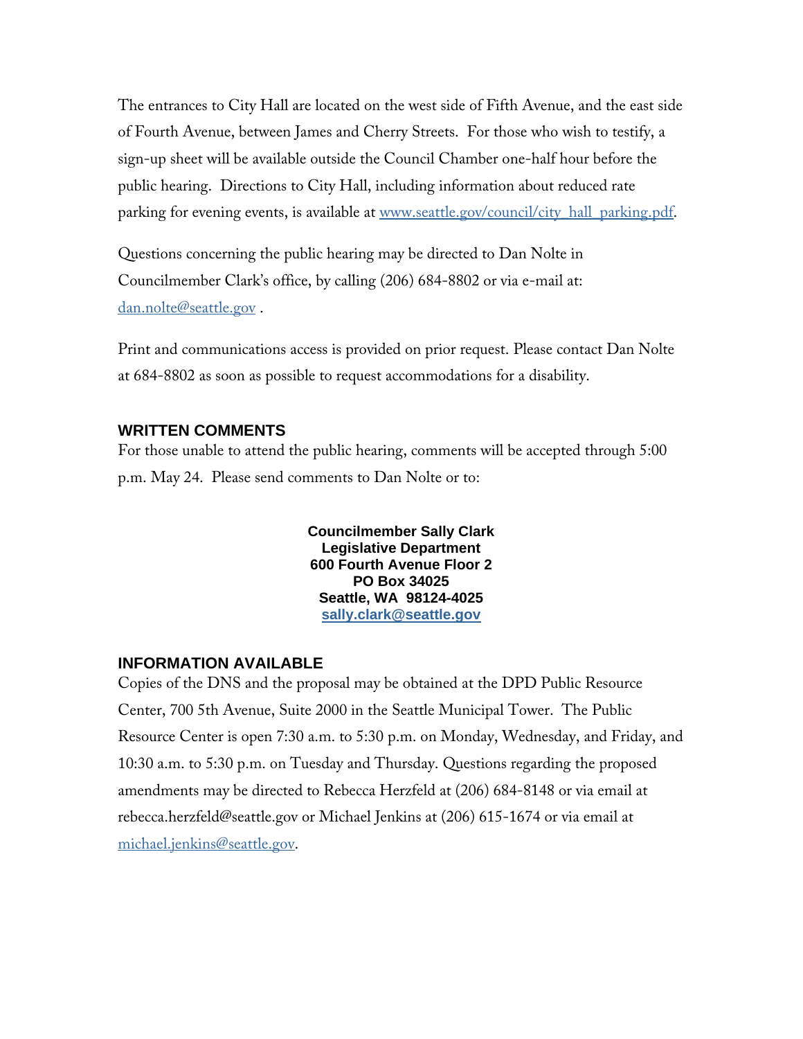The entrances to City Hall are located on the west side of Fifth Avenue, and the east side of Fourth Avenue, between James and Cherry Streets. For those who wish to testify, a sign-up sheet will be available outside the Council Chamber one-half hour before the public hearing. Directions to City Hall, including information about reduced rate parking for evening events, is available at www.seattle.gov/council/city_hall_parking.pdf.

Questions concerning the public hearing may be directed to Dan Nolte in Councilmember Clark's office, by calling (206) 684-8802 or via e-mail at: dan.nolte@seattle.gov .

Print and communications access is provided on prior request. Please contact Dan Nolte at 684-8802 as soon as possible to request accommodations for a disability.

## WRITTEN COMMENTS

For those unable to attend the public hearing, comments will be accepted through 5:00 p.m. May 24. Please send comments to Dan Nolte or to:

**Councilmember Sally Clark**
**Legislative Department**
**600 Fourth Avenue Floor 2**
**PO Box 34025**
**Seattle, WA 98124-4025**
**sally.clark@seattle.gov**

## INFORMATION AVAILABLE

Copies of the DNS and the proposal may be obtained at the DPD Public Resource Center, 700 5th Avenue, Suite 2000 in the Seattle Municipal Tower. The Public Resource Center is open 7:30 a.m. to 5:30 p.m. on Monday, Wednesday, and Friday, and 10:30 a.m. to 5:30 p.m. on Tuesday and Thursday. Questions regarding the proposed amendments may be directed to Rebecca Herzfeld at (206) 684-8148 or via email at rebecca.herzfeld@seattle.gov or Michael Jenkins at (206) 615-1674 or via email at michael.jenkins@seattle.gov.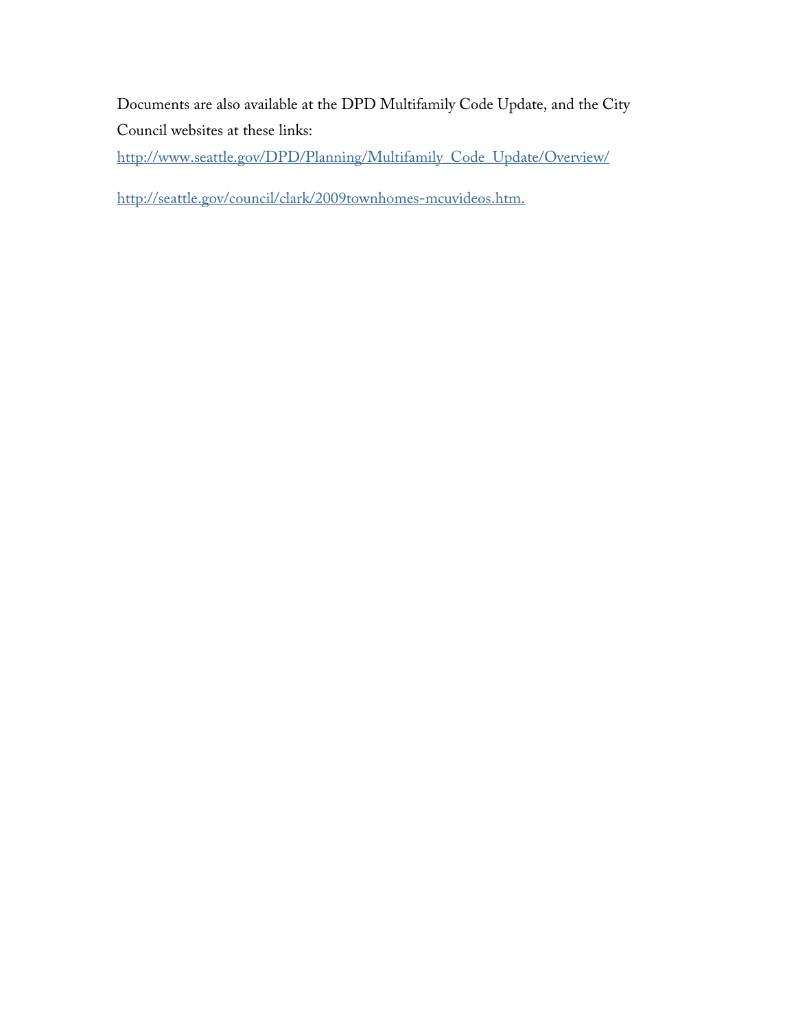Documents are also available at the DPD Multifamily Code Update, and the City Council websites at these links:

http://www.seattle.gov/DPD/Planning/Multifamily_Code_Update/Overview/

http://seattle.gov/council/clark/2009townhomes-mcuvideos.htm.